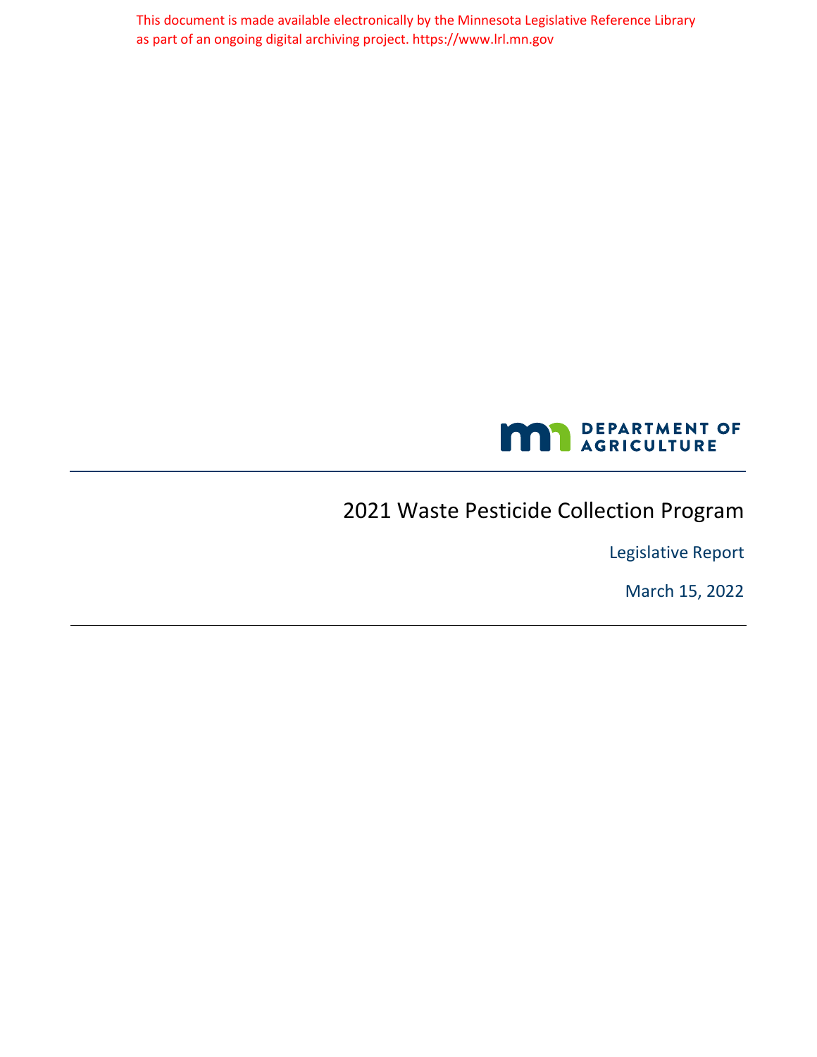This document is made available electronically by the Minnesota Legislative Reference Library as part of an ongoing digital archiving project. https://www.lrl.mn.gov

DEPARTMENT OF AGRICULTURE

# 2021 Waste Pesticide Collection Program

Legislative Report

March 15, 2022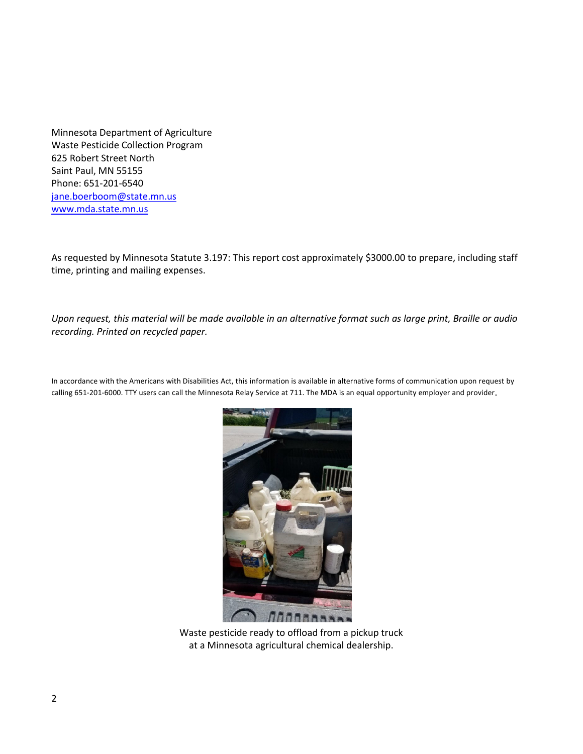Minnesota Department of Agriculture
Waste Pesticide Collection Program
625 Robert Street North
Saint Paul, MN 55155
Phone: 651-201-6540
[jane.boerboom@state.mn.us](mailto:jane.boerboom@state.mn.us)
[www.mda.state.mn.us](http://www.mda.state.mn.us)

As requested by Minnesota Statute 3.197: This report cost approximately $3000.00 to prepare, including staff time, printing and mailing expenses.

*Upon request, this material will be made available in an alternative format such as large print, Braille or audio recording. Printed on recycled paper.*

In accordance with the Americans with Disabilities Act, this information is available in alternative forms of communication upon request by calling 651-201-6000. TTY users can call the Minnesota Relay Service at 711. The MDA is an equal opportunity employer and provider.

Waste pesticide ready to offload from a pickup truck at a Minnesota agricultural chemical dealership.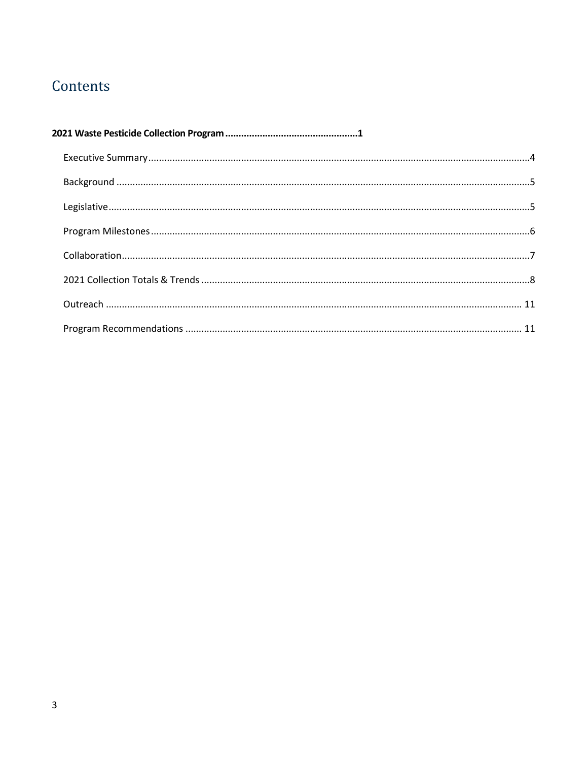# Contents

**2021 Waste Pesticide Collection Program ..................................................1**

- Executive Summary ....................................................................................4
- Background ....................................................................................5
- Legislative ....................................................................................5
- Program Milestones ....................................................................................6
- Collaboration ....................................................................................7
- 2021 Collection Totals & Trends ....................................................................................8
- Outreach .................................................................................... 11
- Program Recommendations .................................................................................... 11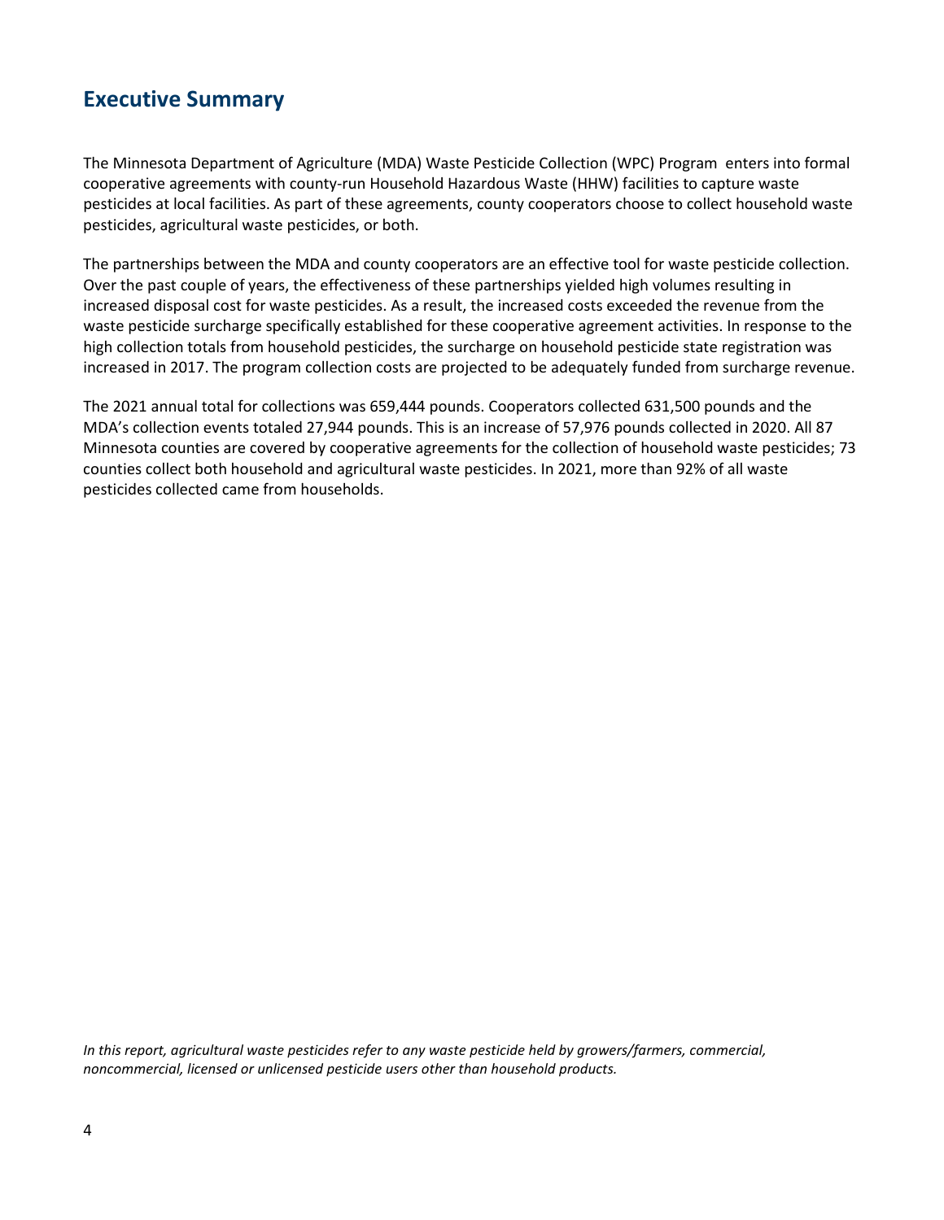## Executive Summary

The Minnesota Department of Agriculture (MDA) Waste Pesticide Collection (WPC) Program enters into formal cooperative agreements with county-run Household Hazardous Waste (HHW) facilities to capture waste pesticides at local facilities. As part of these agreements, county cooperators choose to collect household waste pesticides, agricultural waste pesticides, or both.

The partnerships between the MDA and county cooperators are an effective tool for waste pesticide collection. Over the past couple of years, the effectiveness of these partnerships yielded high volumes resulting in increased disposal cost for waste pesticides. As a result, the increased costs exceeded the revenue from the waste pesticide surcharge specifically established for these cooperative agreement activities. In response to the high collection totals from household pesticides, the surcharge on household pesticide state registration was increased in 2017. The program collection costs are projected to be adequately funded from surcharge revenue.

The 2021 annual total for collections was 659,444 pounds. Cooperators collected 631,500 pounds and the MDA's collection events totaled 27,944 pounds. This is an increase of 57,976 pounds collected in 2020. All 87 Minnesota counties are covered by cooperative agreements for the collection of household waste pesticides; 73 counties collect both household and agricultural waste pesticides. In 2021, more than 92% of all waste pesticides collected came from households.

*In this report, agricultural waste pesticides refer to any waste pesticide held by growers/farmers, commercial, noncommercial, licensed or unlicensed pesticide users other than household products.*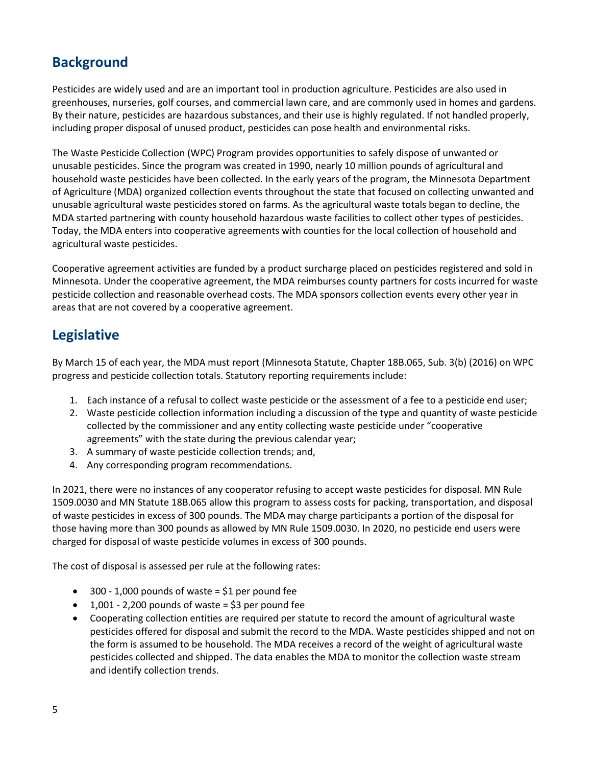## Background

Pesticides are widely used and are an important tool in production agriculture. Pesticides are also used in greenhouses, nurseries, golf courses, and commercial lawn care, and are commonly used in homes and gardens. By their nature, pesticides are hazardous substances, and their use is highly regulated. If not handled properly, including proper disposal of unused product, pesticides can pose health and environmental risks.

The Waste Pesticide Collection (WPC) Program provides opportunities to safely dispose of unwanted or unusable pesticides. Since the program was created in 1990, nearly 10 million pounds of agricultural and household waste pesticides have been collected. In the early years of the program, the Minnesota Department of Agriculture (MDA) organized collection events throughout the state that focused on collecting unwanted and unusable agricultural waste pesticides stored on farms. As the agricultural waste totals began to decline, the MDA started partnering with county household hazardous waste facilities to collect other types of pesticides. Today, the MDA enters into cooperative agreements with counties for the local collection of household and agricultural waste pesticides.

Cooperative agreement activities are funded by a product surcharge placed on pesticides registered and sold in Minnesota. Under the cooperative agreement, the MDA reimburses county partners for costs incurred for waste pesticide collection and reasonable overhead costs. The MDA sponsors collection events every other year in areas that are not covered by a cooperative agreement.

## Legislative

By March 15 of each year, the MDA must report (Minnesota Statute, Chapter 18B.065, Sub. 3(b) (2016) on WPC progress and pesticide collection totals. Statutory reporting requirements include:

1. Each instance of a refusal to collect waste pesticide or the assessment of a fee to a pesticide end user;
2. Waste pesticide collection information including a discussion of the type and quantity of waste pesticide collected by the commissioner and any entity collecting waste pesticide under "cooperative agreements" with the state during the previous calendar year;
3. A summary of waste pesticide collection trends; and,
4. Any corresponding program recommendations.

In 2021, there were no instances of any cooperator refusing to accept waste pesticides for disposal. MN Rule 1509.0030 and MN Statute 18B.065 allow this program to assess costs for packing, transportation, and disposal of waste pesticides in excess of 300 pounds. The MDA may charge participants a portion of the disposal for those having more than 300 pounds as allowed by MN Rule 1509.0030. In 2020, no pesticide end users were charged for disposal of waste pesticide volumes in excess of 300 pounds.

The cost of disposal is assessed per rule at the following rates:

- 300 - 1,000 pounds of waste = $1 per pound fee
- 1,001 - 2,200 pounds of waste = $3 per pound fee
- Cooperating collection entities are required per statute to record the amount of agricultural waste pesticides offered for disposal and submit the record to the MDA. Waste pesticides shipped and not on the form is assumed to be household. The MDA receives a record of the weight of agricultural waste pesticides collected and shipped. The data enables the MDA to monitor the collection waste stream and identify collection trends.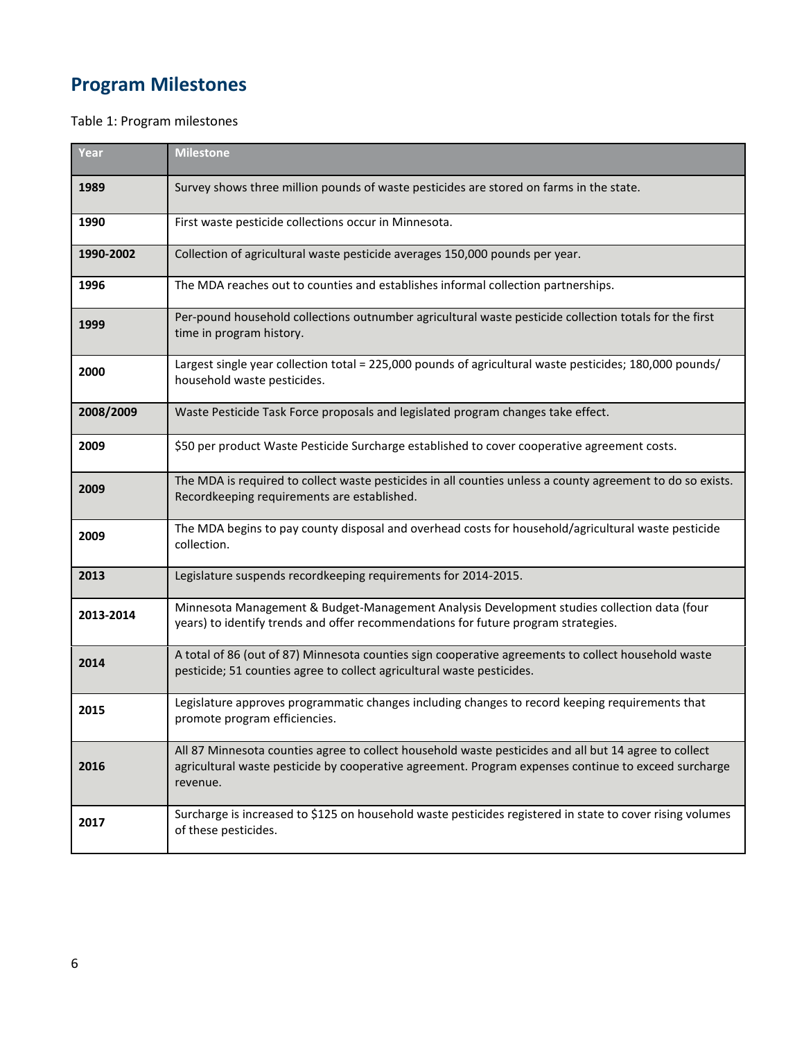## Program Milestones

Table 1: Program milestones

| Year | Milestone |
| --- | --- |
| **1989** | Survey shows three million pounds of waste pesticides are stored on farms in the state. |
| **1990** | First waste pesticide collections occur in Minnesota. |
| **1990-2002** | Collection of agricultural waste pesticide averages 150,000 pounds per year. |
| **1996** | The MDA reaches out to counties and establishes informal collection partnerships. |
| **1999** | Per-pound household collections outnumber agricultural waste pesticide collection totals for the first time in program history. |
| **2000** | Largest single year collection total = 225,000 pounds of agricultural waste pesticides; 180,000 pounds/ household waste pesticides. |
| **2008/2009** | Waste Pesticide Task Force proposals and legislated program changes take effect. |
| **2009** | $50 per product Waste Pesticide Surcharge established to cover cooperative agreement costs. |
| **2009** | The MDA is required to collect waste pesticides in all counties unless a county agreement to do so exists. Recordkeeping requirements are established. |
| **2009** | The MDA begins to pay county disposal and overhead costs for household/agricultural waste pesticide collection. |
| **2013** | Legislature suspends recordkeeping requirements for 2014-2015. |
| **2013-2014** | Minnesota Management & Budget-Management Analysis Development studies collection data (four years) to identify trends and offer recommendations for future program strategies. |
| **2014** | A total of 86 (out of 87) Minnesota counties sign cooperative agreements to collect household waste pesticide; 51 counties agree to collect agricultural waste pesticides. |
| **2015** | Legislature approves programmatic changes including changes to record keeping requirements that promote program efficiencies. |
| **2016** | All 87 Minnesota counties agree to collect household waste pesticides and all but 14 agree to collect agricultural waste pesticide by cooperative agreement. Program expenses continue to exceed surcharge revenue. |
| **2017** | Surcharge is increased to $125 on household waste pesticides registered in state to cover rising volumes of these pesticides. |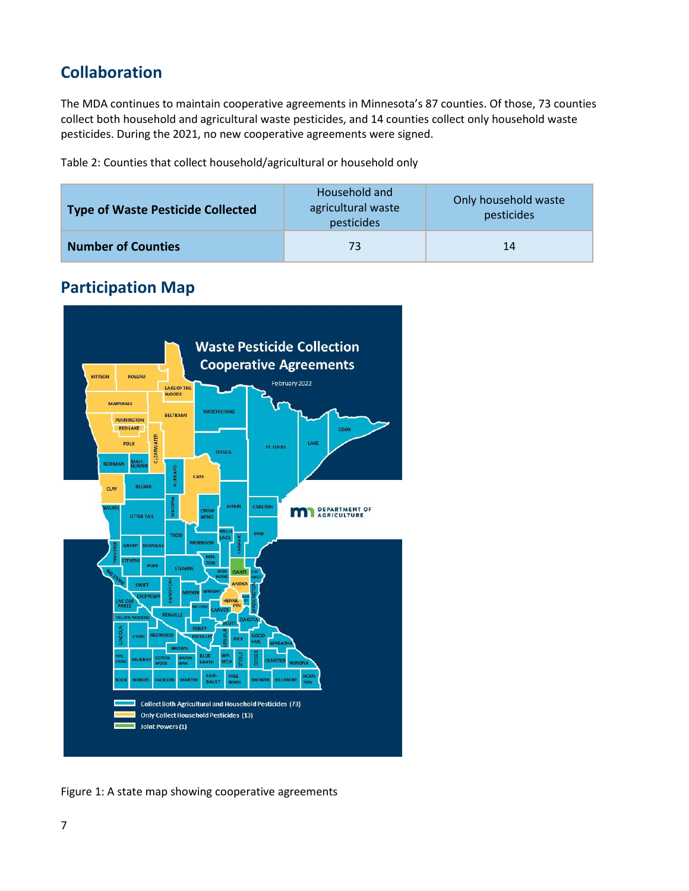## Collaboration

The MDA continues to maintain cooperative agreements in Minnesota's 87 counties. Of those, 73 counties collect both household and agricultural waste pesticides, and 14 counties collect only household waste pesticides. During the 2021, no new cooperative agreements were signed.

Table 2: Counties that collect household/agricultural or household only

| Type of Waste Pesticide Collected | Household and agricultural waste pesticides | Only household waste pesticides |
|---|---|---|
| **Number of Counties** | 73 | 14 |

## Participation Map

Waste Pesticide Collection Cooperative Agreements

February 2022

DEPARTMENT OF AGRICULTURE

Collect Both Agricultural and Household Pesticides (73)

Only Collect Household Pesticides (13)

Joint Powers (1)

Figure 1: A state map showing cooperative agreements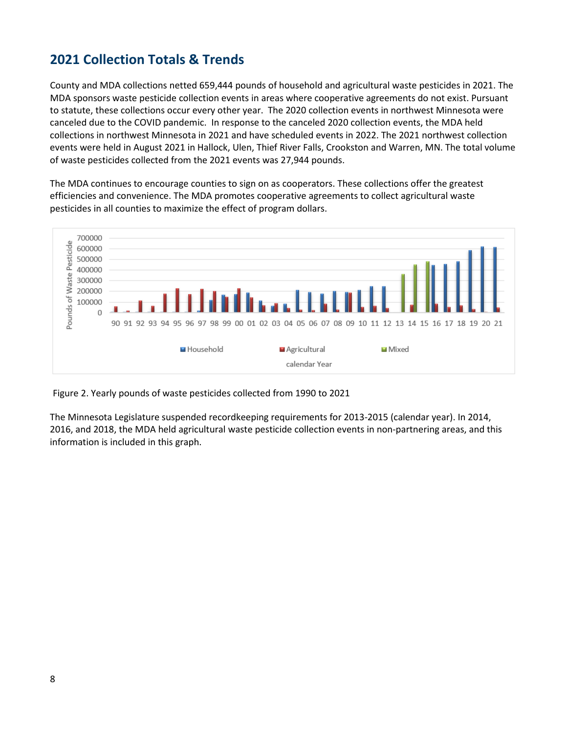## 2021 Collection Totals & Trends

County and MDA collections netted 659,444 pounds of household and agricultural waste pesticides in 2021. The MDA sponsors waste pesticide collection events in areas where cooperative agreements do not exist. Pursuant to statute, these collections occur every other year. The 2020 collection events in northwest Minnesota were canceled due to the COVID pandemic. In response to the canceled 2020 collection events, the MDA held collections in northwest Minnesota in 2021 and have scheduled events in 2022. The 2021 northwest collection events were held in August 2021 in Hallock, Ulen, Thief River Falls, Crookston and Warren, MN. The total volume of waste pesticides collected from the 2021 events was 27,944 pounds.

The MDA continues to encourage counties to sign on as cooperators. These collections offer the greatest efficiencies and convenience. The MDA promotes cooperative agreements to collect agricultural waste pesticides in all counties to maximize the effect of program dollars.

Pounds of Waste Pesticide

700000
600000
500000
400000
300000
200000
100000
0

90 91 92 93 94 95 96 97 98 99 00 01 02 03 04 05 06 07 08 09 10 11 12 13 14 15 16 17 18 19 20 21

Household Agricultural Mixed

calendar Year

Figure 2. Yearly pounds of waste pesticides collected from 1990 to 2021

The Minnesota Legislature suspended recordkeeping requirements for 2013-2015 (calendar year). In 2014, 2016, and 2018, the MDA held agricultural waste pesticide collection events in non-partnering areas, and this information is included in this graph.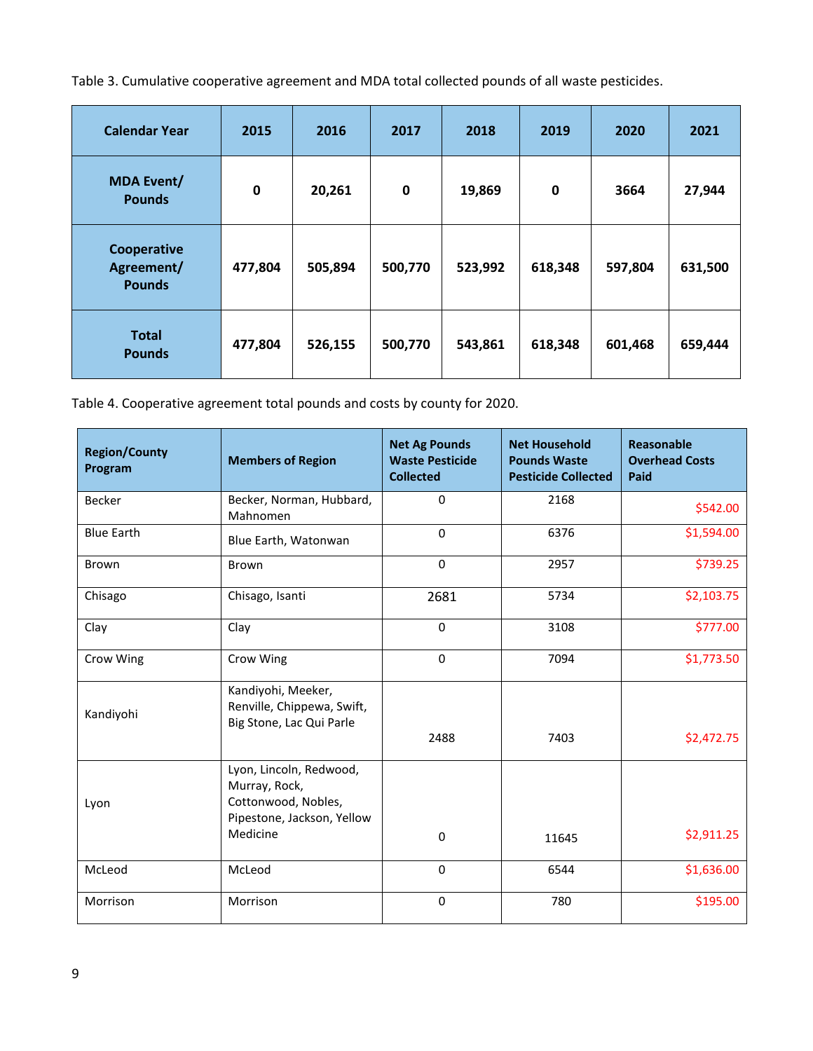Table 3. Cumulative cooperative agreement and MDA total collected pounds of all waste pesticides.

| Calendar Year | 2015 | 2016 | 2017 | 2018 | 2019 | 2020 | 2021 |
|---|---|---|---|---|---|---|---|
| MDA Event/ Pounds | 0 | 20,261 | 0 | 19,869 | 0 | 3664 | 27,944 |
| Cooperative Agreement/ Pounds | 477,804 | 505,894 | 500,770 | 523,992 | 618,348 | 597,804 | 631,500 |
| Total Pounds | 477,804 | 526,155 | 500,770 | 543,861 | 618,348 | 601,468 | 659,444 |

Table 4. Cooperative agreement total pounds and costs by county for 2020.

| Region/County Program | Members of Region | Net Ag Pounds Waste Pesticide Collected | Net Household Pounds Waste Pesticide Collected | Reasonable Overhead Costs Paid |
|---|---|---|---|---|
| Becker | Becker, Norman, Hubbard, Mahnomen | 0 | 2168 | $542.00 |
| Blue Earth | Blue Earth, Watonwan | 0 | 6376 | $1,594.00 |
| Brown | Brown | 0 | 2957 | $739.25 |
| Chisago | Chisago, Isanti | 2681 | 5734 | $2,103.75 |
| Clay | Clay | 0 | 3108 | $777.00 |
| Crow Wing | Crow Wing | 0 | 7094 | $1,773.50 |
| Kandiyohi | Kandiyohi, Meeker, Renville, Chippewa, Swift, Big Stone, Lac Qui Parle | 2488 | 7403 | $2,472.75 |
| Lyon | Lyon, Lincoln, Redwood, Murray, Rock, Cottonwood, Nobles, Pipestone, Jackson, Yellow Medicine | 0 | 11645 | $2,911.25 |
| McLeod | McLeod | 0 | 6544 | $1,636.00 |
| Morrison | Morrison | 0 | 780 | $195.00 |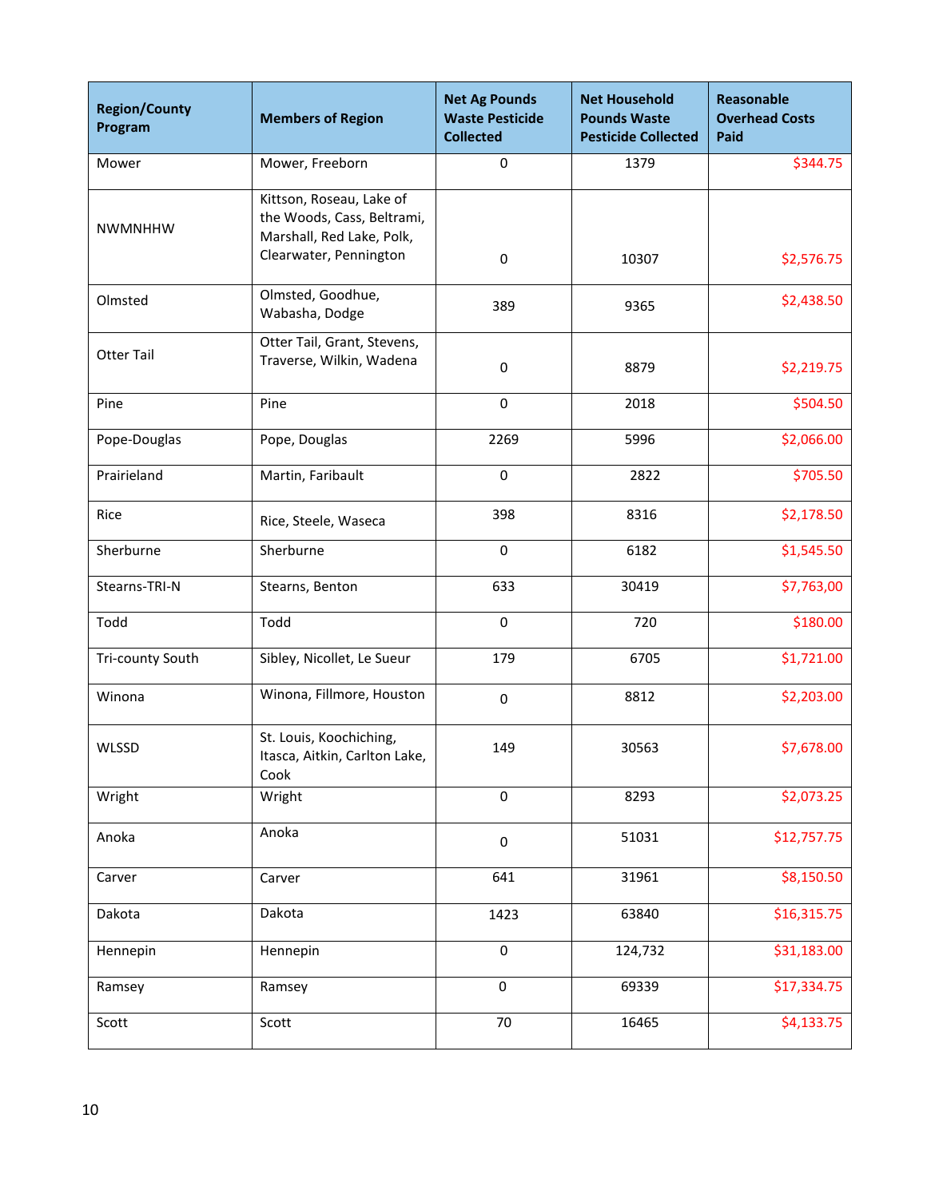| Region/County Program | Members of Region | Net Ag Pounds Waste Pesticide Collected | Net Household Pounds Waste Pesticide Collected | Reasonable Overhead Costs Paid |
|---|---|---|---|---|
| Mower | Mower, Freeborn | 0 | 1379 | $344.75 |
| NWMNHHW | Kittson, Roseau, Lake of the Woods, Cass, Beltrami, Marshall, Red Lake, Polk, Clearwater, Pennington | 0 | 10307 | $2,576.75 |
| Olmsted | Olmsted, Goodhue, Wabasha, Dodge | 389 | 9365 | $2,438.50 |
| Otter Tail | Otter Tail, Grant, Stevens, Traverse, Wilkin, Wadena | 0 | 8879 | $2,219.75 |
| Pine | Pine | 0 | 2018 | $504.50 |
| Pope-Douglas | Pope, Douglas | 2269 | 5996 | $2,066.00 |
| Prairieland | Martin, Faribault | 0 | 2822 | $705.50 |
| Rice | Rice, Steele, Waseca | 398 | 8316 | $2,178.50 |
| Sherburne | Sherburne | 0 | 6182 | $1,545.50 |
| Stearns-TRI-N | Stearns, Benton | 633 | 30419 | $7,763,00 |
| Todd | Todd | 0 | 720 | $180.00 |
| Tri-county South | Sibley, Nicollet, Le Sueur | 179 | 6705 | $1,721.00 |
| Winona | Winona, Fillmore, Houston | 0 | 8812 | $2,203.00 |
| WLSSD | St. Louis, Koochiching, Itasca, Aitkin, Carlton Lake, Cook | 149 | 30563 | $7,678.00 |
| Wright | Wright | 0 | 8293 | $2,073.25 |
| Anoka | Anoka | 0 | 51031 | $12,757.75 |
| Carver | Carver | 641 | 31961 | $8,150.50 |
| Dakota | Dakota | 1423 | 63840 | $16,315.75 |
| Hennepin | Hennepin | 0 | 124,732 | $31,183.00 |
| Ramsey | Ramsey | 0 | 69339 | $17,334.75 |
| Scott | Scott | 70 | 16465 | $4,133.75 |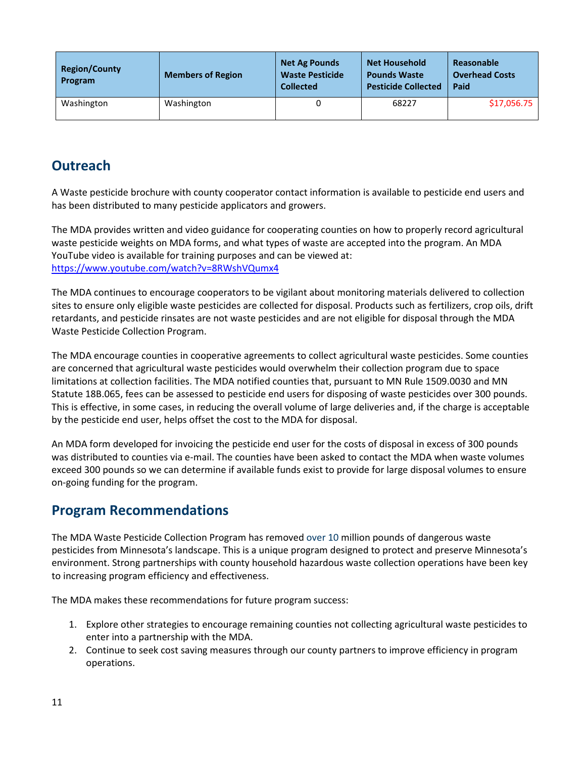| Region/County Program | Members of Region | Net Ag Pounds Waste Pesticide Collected | Net Household Pounds Waste Pesticide Collected | Reasonable Overhead Costs Paid |
|---|---|---|---|---|
| Washington | Washington | 0 | 68227 | $17,056.75 |

## Outreach

A Waste pesticide brochure with county cooperator contact information is available to pesticide end users and has been distributed to many pesticide applicators and growers.

The MDA provides written and video guidance for cooperating counties on how to properly record agricultural waste pesticide weights on MDA forms, and what types of waste are accepted into the program. An MDA YouTube video is available for training purposes and can be viewed at: https://www.youtube.com/watch?v=8RWshVQumx4

The MDA continues to encourage cooperators to be vigilant about monitoring materials delivered to collection sites to ensure only eligible waste pesticides are collected for disposal. Products such as fertilizers, crop oils, drift retardants, and pesticide rinsates are not waste pesticides and are not eligible for disposal through the MDA Waste Pesticide Collection Program.

The MDA encourage counties in cooperative agreements to collect agricultural waste pesticides. Some counties are concerned that agricultural waste pesticides would overwhelm their collection program due to space limitations at collection facilities. The MDA notified counties that, pursuant to MN Rule 1509.0030 and MN Statute 18B.065, fees can be assessed to pesticide end users for disposing of waste pesticides over 300 pounds. This is effective, in some cases, in reducing the overall volume of large deliveries and, if the charge is acceptable by the pesticide end user, helps offset the cost to the MDA for disposal.

An MDA form developed for invoicing the pesticide end user for the costs of disposal in excess of 300 pounds was distributed to counties via e-mail. The counties have been asked to contact the MDA when waste volumes exceed 300 pounds so we can determine if available funds exist to provide for large disposal volumes to ensure on-going funding for the program.

## Program Recommendations

The MDA Waste Pesticide Collection Program has removed over 10 million pounds of dangerous waste pesticides from Minnesota's landscape. This is a unique program designed to protect and preserve Minnesota's environment. Strong partnerships with county household hazardous waste collection operations have been key to increasing program efficiency and effectiveness.

The MDA makes these recommendations for future program success:

1. Explore other strategies to encourage remaining counties not collecting agricultural waste pesticides to enter into a partnership with the MDA.
2. Continue to seek cost saving measures through our county partners to improve efficiency in program operations.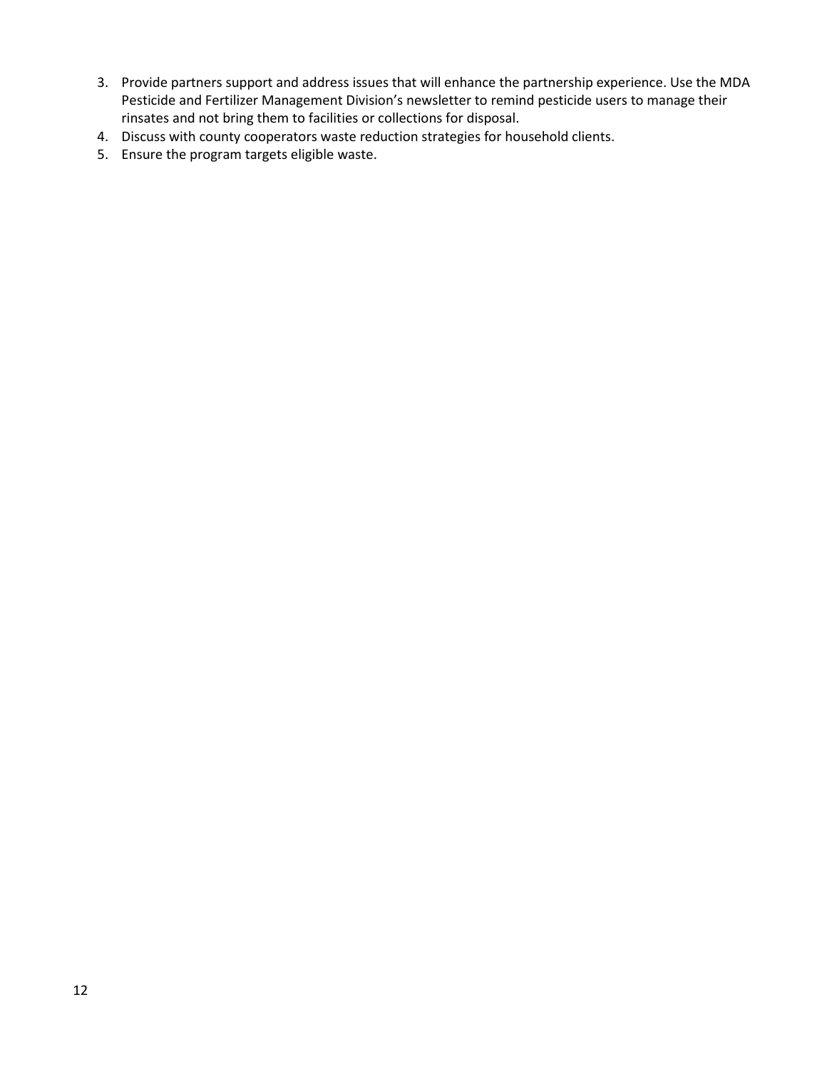3. Provide partners support and address issues that will enhance the partnership experience. Use the MDA Pesticide and Fertilizer Management Division's newsletter to remind pesticide users to manage their rinsates and not bring them to facilities or collections for disposal.
4. Discuss with county cooperators waste reduction strategies for household clients.
5. Ensure the program targets eligible waste.